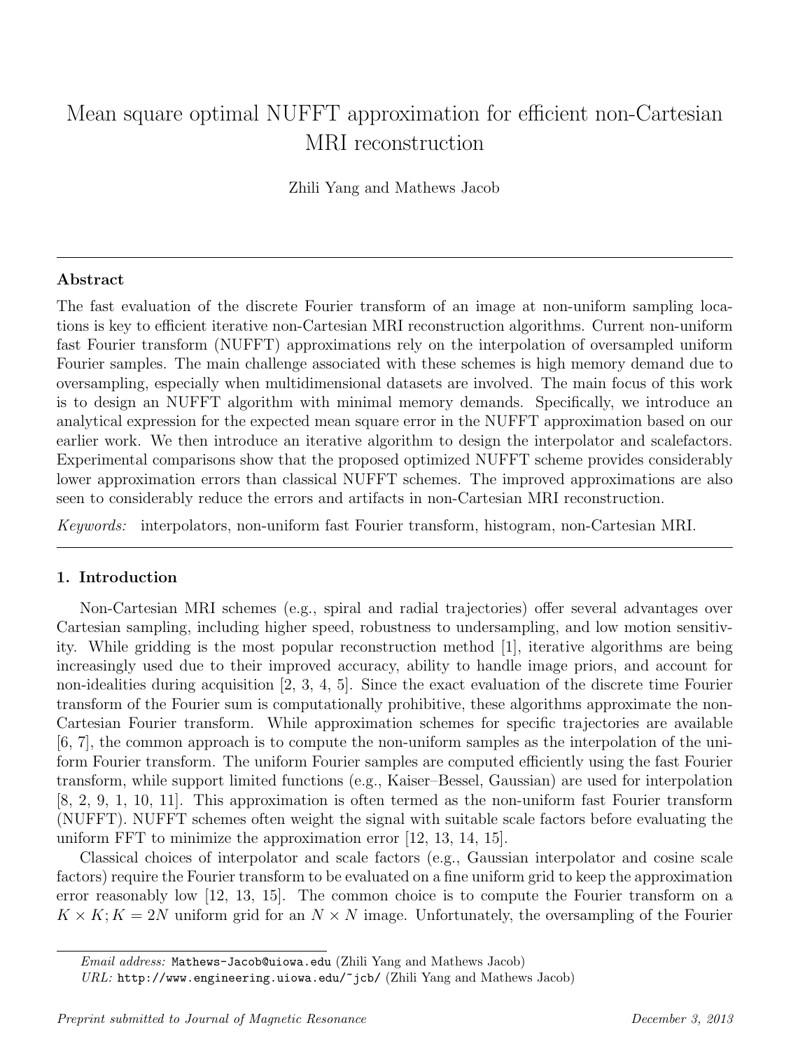# Mean square optimal NUFFT approximation for efficient non-Cartesian MRI reconstruction

Zhili Yang and Mathews Jacob

## Abstract

The fast evaluation of the discrete Fourier transform of an image at non-uniform sampling locations is key to efficient iterative non-Cartesian MRI reconstruction algorithms. Current non-uniform fast Fourier transform (NUFFT) approximations rely on the interpolation of oversampled uniform Fourier samples. The main challenge associated with these schemes is high memory demand due to oversampling, especially when multidimensional datasets are involved. The main focus of this work is to design an NUFFT algorithm with minimal memory demands. Specifically, we introduce an analytical expression for the expected mean square error in the NUFFT approximation based on our earlier work. We then introduce an iterative algorithm to design the interpolator and scalefactors. Experimental comparisons show that the proposed optimized NUFFT scheme provides considerably lower approximation errors than classical NUFFT schemes. The improved approximations are also seen to considerably reduce the errors and artifacts in non-Cartesian MRI reconstruction.

*Keywords:* interpolators, non-uniform fast Fourier transform, histogram, non-Cartesian MRI.

## 1. Introduction

Non-Cartesian MRI schemes (e.g., spiral and radial trajectories) offer several advantages over Cartesian sampling, including higher speed, robustness to undersampling, and low motion sensitivity. While gridding is the most popular reconstruction method [1], iterative algorithms are being increasingly used due to their improved accuracy, ability to handle image priors, and account for non-idealities during acquisition [2, 3, 4, 5]. Since the exact evaluation of the discrete time Fourier transform of the Fourier sum is computationally prohibitive, these algorithms approximate the non-Cartesian Fourier transform. While approximation schemes for specific trajectories are available [6, 7], the common approach is to compute the non-uniform samples as the interpolation of the uniform Fourier transform. The uniform Fourier samples are computed efficiently using the fast Fourier transform, while support limited functions (e.g., Kaiser–Bessel, Gaussian) are used for interpolation [8, 2, 9, 1, 10, 11]. This approximation is often termed as the non-uniform fast Fourier transform (NUFFT). NUFFT schemes often weight the signal with suitable scale factors before evaluating the uniform FFT to minimize the approximation error [12, 13, 14, 15].

Classical choices of interpolator and scale factors (e.g., Gaussian interpolator and cosine scale factors) require the Fourier transform to be evaluated on a fine uniform grid to keep the approximation error reasonably low [12, 13, 15]. The common choice is to compute the Fourier transform on a $K \times K; K = 2N$ uniform grid for an $N \times N$ image. Unfortunately, the oversampling of the Fourier

*Email address:* Mathews-Jacob@uiowa.edu (Zhili Yang and Mathews Jacob)
*URL:* http://www.engineering.uiowa.edu/~jcb/ (Zhili Yang and Mathews Jacob)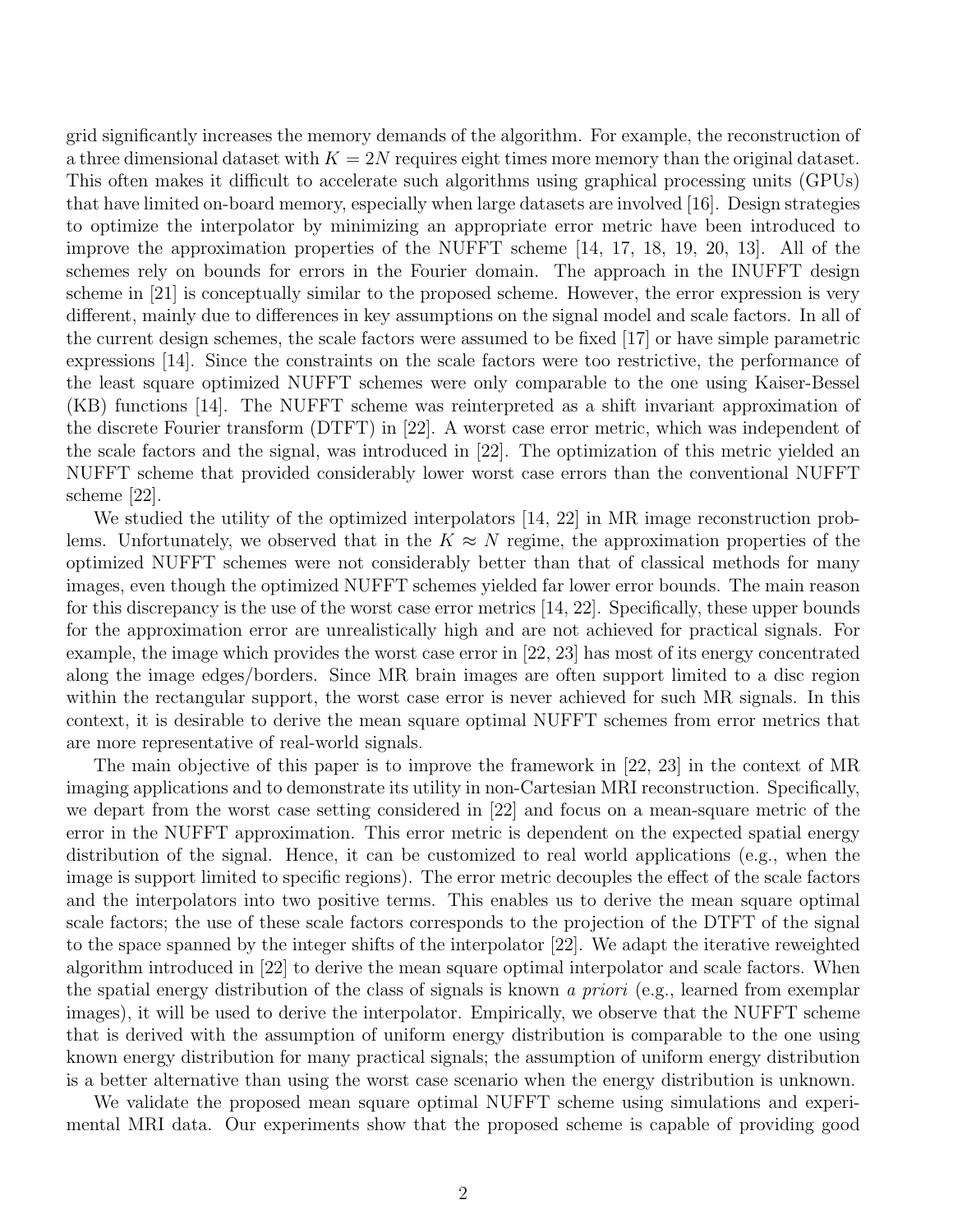grid significantly increases the memory demands of the algorithm. For example, the reconstruction of a three dimensional dataset with $K = 2N$ requires eight times more memory than the original dataset. This often makes it difficult to accelerate such algorithms using graphical processing units (GPUs) that have limited on-board memory, especially when large datasets are involved [16]. Design strategies to optimize the interpolator by minimizing an appropriate error metric have been introduced to improve the approximation properties of the NUFFT scheme [14, 17, 18, 19, 20, 13]. All of the schemes rely on bounds for errors in the Fourier domain. The approach in the INUFFT design scheme in [21] is conceptually similar to the proposed scheme. However, the error expression is very different, mainly due to differences in key assumptions on the signal model and scale factors. In all of the current design schemes, the scale factors were assumed to be fixed [17] or have simple parametric expressions [14]. Since the constraints on the scale factors were too restrictive, the performance of the least square optimized NUFFT schemes were only comparable to the one using Kaiser-Bessel (KB) functions [14]. The NUFFT scheme was reinterpreted as a shift invariant approximation of the discrete Fourier transform (DTFT) in [22]. A worst case error metric, which was independent of the scale factors and the signal, was introduced in [22]. The optimization of this metric yielded an NUFFT scheme that provided considerably lower worst case errors than the conventional NUFFT scheme [22].

We studied the utility of the optimized interpolators [14, 22] in MR image reconstruction problems. Unfortunately, we observed that in the $K \approx N$ regime, the approximation properties of the optimized NUFFT schemes were not considerably better than that of classical methods for many images, even though the optimized NUFFT schemes yielded far lower error bounds. The main reason for this discrepancy is the use of the worst case error metrics [14, 22]. Specifically, these upper bounds for the approximation error are unrealistically high and are not achieved for practical signals. For example, the image which provides the worst case error in [22, 23] has most of its energy concentrated along the image edges/borders. Since MR brain images are often support limited to a disc region within the rectangular support, the worst case error is never achieved for such MR signals. In this context, it is desirable to derive the mean square optimal NUFFT schemes from error metrics that are more representative of real-world signals.

The main objective of this paper is to improve the framework in [22, 23] in the context of MR imaging applications and to demonstrate its utility in non-Cartesian MRI reconstruction. Specifically, we depart from the worst case setting considered in [22] and focus on a mean-square metric of the error in the NUFFT approximation. This error metric is dependent on the expected spatial energy distribution of the signal. Hence, it can be customized to real world applications (e.g., when the image is support limited to specific regions). The error metric decouples the effect of the scale factors and the interpolators into two positive terms. This enables us to derive the mean square optimal scale factors; the use of these scale factors corresponds to the projection of the DTFT of the signal to the space spanned by the integer shifts of the interpolator [22]. We adapt the iterative reweighted algorithm introduced in [22] to derive the mean square optimal interpolator and scale factors. When the spatial energy distribution of the class of signals is known *a priori* (e.g., learned from exemplar images), it will be used to derive the interpolator. Empirically, we observe that the NUFFT scheme that is derived with the assumption of uniform energy distribution is comparable to the one using known energy distribution for many practical signals; the assumption of uniform energy distribution is a better alternative than using the worst case scenario when the energy distribution is unknown.

We validate the proposed mean square optimal NUFFT scheme using simulations and experimental MRI data. Our experiments show that the proposed scheme is capable of providing good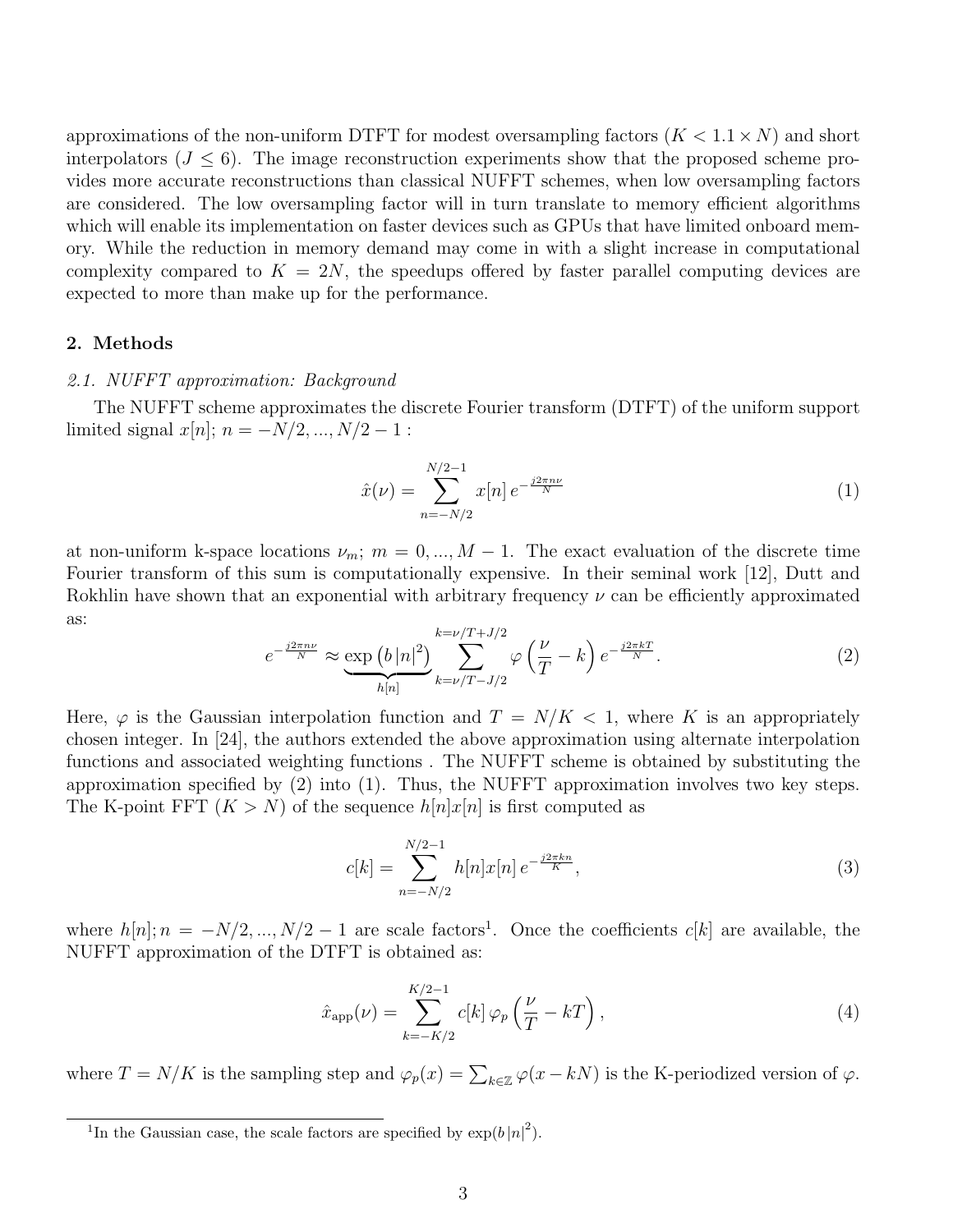approximations of the non-uniform DTFT for modest oversampling factors ($K < 1.1 \times N$) and short interpolators ($J \leq 6$). The image reconstruction experiments show that the proposed scheme provides more accurate reconstructions than classical NUFFT schemes, when low oversampling factors are considered. The low oversampling factor will in turn translate to memory efficient algorithms which will enable its implementation on faster devices such as GPUs that have limited onboard memory. While the reduction in memory demand may come in with a slight increase in computational complexity compared to $K = 2N$, the speedups offered by faster parallel computing devices are expected to more than make up for the performance.

## 2. Methods

### *2.1. NUFFT approximation: Background*

The NUFFT scheme approximates the discrete Fourier transform (DTFT) of the uniform support limited signal $x[n]$; $n = -N/2, ..., N/2 - 1$ :

$$\hat{x}(\nu) = \sum_{n=-N/2}^{N/2-1} x[n]\, e^{-\frac{j2\pi n\nu}{N}} \tag{1}$$

at non-uniform k-space locations $\nu_m$; $m = 0, ..., M - 1$. The exact evaluation of the discrete time Fourier transform of this sum is computationally expensive. In their seminal work [12], Dutt and Rokhlin have shown that an exponential with arbitrary frequency $\nu$ can be efficiently approximated as:

$$e^{-\frac{j2\pi n\nu}{N}} \approx \underbrace{\exp\left(b\,|n|^2\right)}_{h[n]} \sum_{k=\nu/T-J/2}^{k=\nu/T+J/2} \varphi\left(\frac{\nu}{T} - k\right) e^{-\frac{j2\pi kT}{N}}. \tag{2}$$

Here, $\varphi$ is the Gaussian interpolation function and $T = N/K < 1$, where $K$ is an appropriately chosen integer. In [24], the authors extended the above approximation using alternate interpolation functions and associated weighting functions . The NUFFT scheme is obtained by substituting the approximation specified by (2) into (1). Thus, the NUFFT approximation involves two key steps. The K-point FFT ($K > N$) of the sequence $h[n]x[n]$ is first computed as

$$c[k] = \sum_{n=-N/2}^{N/2-1} h[n]x[n]\, e^{-\frac{j2\pi kn}{K}}, \tag{3}$$

where $h[n]; n = -N/2, ..., N/2 - 1$ are scale factors[1]. Once the coefficients $c[k]$ are available, the NUFFT approximation of the DTFT is obtained as:

$$\hat{x}_{\text{app}}(\nu) = \sum_{k=-K/2}^{K/2-1} c[k]\, \varphi_p\left(\frac{\nu}{T} - kT\right), \tag{4}$$

where $T = N/K$ is the sampling step and $\varphi_p(x) = \sum_{k\in\mathbb{Z}} \varphi(x - kN)$ is the K-periodized version of $\varphi$.

[1] In the Gaussian case, the scale factors are specified by $\exp(b\,|n|^2)$.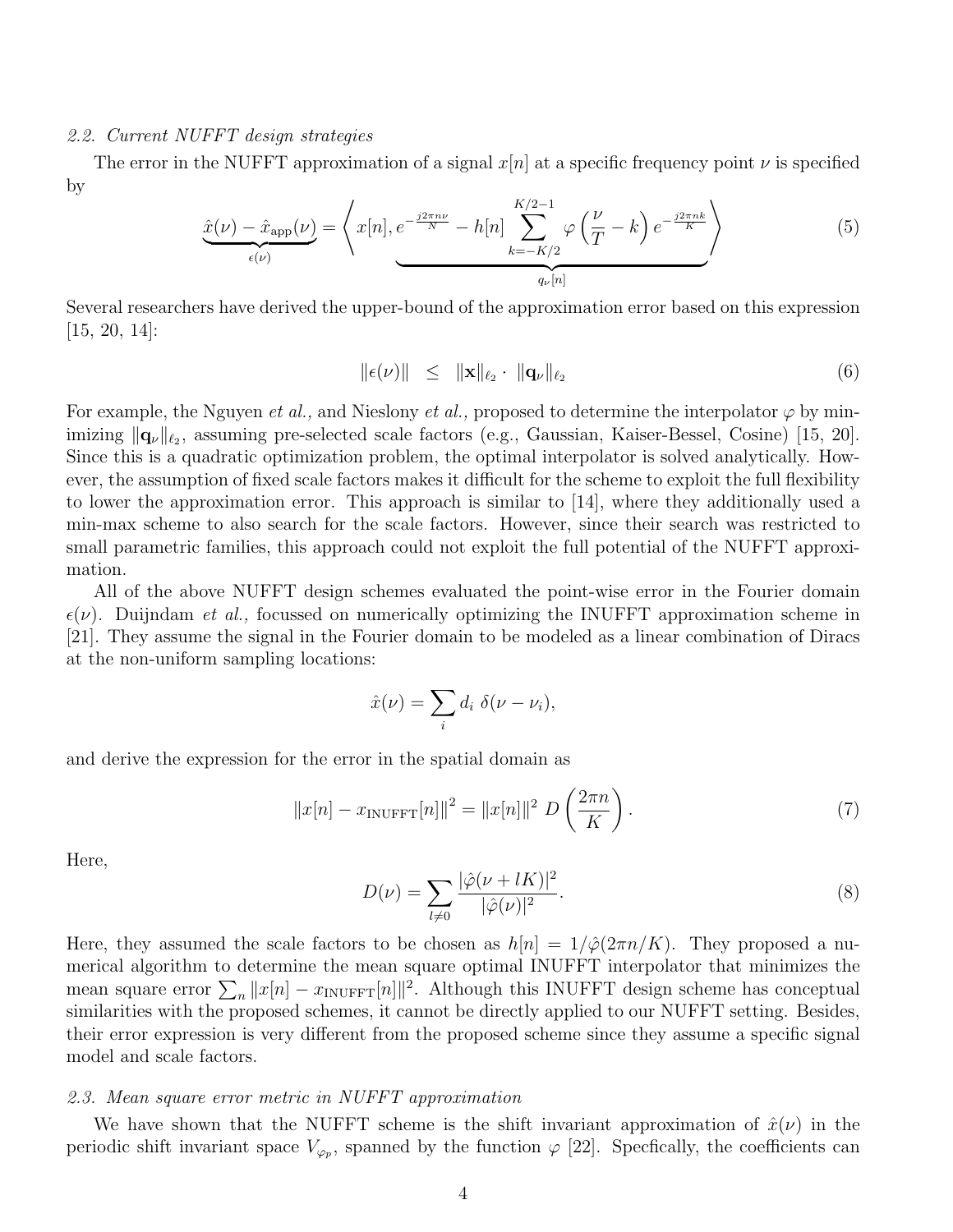### 2.2. Current NUFFT design strategies

The error in the NUFFT approximation of a signal $x[n]$ at a specific frequency point $\nu$ is specified by

$$\underbrace{\hat{x}(\nu) - \hat{x}_{\mathrm{app}}(\nu)}_{\epsilon(\nu)} = \left\langle x[n], \underbrace{e^{-\frac{j2\pi n\nu}{N}} - h[n] \sum_{k=-K/2}^{K/2-1} \varphi\left(\frac{\nu}{T} - k\right) e^{-\frac{j2\pi nk}{K}}}_{q_\nu[n]} \right\rangle \tag{5}$$

Several researchers have derived the upper-bound of the approximation error based on this expression [15, 20, 14]:

$$\|\epsilon(\nu)\| \quad \leq \quad \|\mathbf{x}\|_{\ell_2} \cdot \ \|\mathbf{q}_\nu\|_{\ell_2} \tag{6}$$

For example, the Nguyen *et al.,* and Nieslony *et al.,* proposed to determine the interpolator $\varphi$ by minimizing $\|\mathbf{q}_\nu\|_{\ell_2}$, assuming pre-selected scale factors (e.g., Gaussian, Kaiser-Bessel, Cosine) [15, 20]. Since this is a quadratic optimization problem, the optimal interpolator is solved analytically. However, the assumption of fixed scale factors makes it difficult for the scheme to exploit the full flexibility to lower the approximation error. This approach is similar to [14], where they additionally used a min-max scheme to also search for the scale factors. However, since their search was restricted to small parametric families, this approach could not exploit the full potential of the NUFFT approximation.

All of the above NUFFT design schemes evaluated the point-wise error in the Fourier domain $\epsilon(\nu)$. Duijndam *et al.,* focussed on numerically optimizing the INUFFT approximation scheme in [21]. They assume the signal in the Fourier domain to be modeled as a linear combination of Diracs at the non-uniform sampling locations:

$$\hat{x}(\nu) = \sum_i d_i \ \delta(\nu - \nu_i),$$

and derive the expression for the error in the spatial domain as

$$\|x[n] - x_{\mathrm{INUFFT}}[n]\|^2 = \|x[n]\|^2 \ D\left(\frac{2\pi n}{K}\right). \tag{7}$$

Here,

$$D(\nu) = \sum_{l \neq 0} \frac{|\hat{\varphi}(\nu + lK)|^2}{|\hat{\varphi}(\nu)|^2}. \tag{8}$$

Here, they assumed the scale factors to be chosen as $h[n] = 1/\hat{\varphi}(2\pi n/K)$. They proposed a numerical algorithm to determine the mean square optimal INUFFT interpolator that minimizes the mean square error $\sum_n \|x[n] - x_{\mathrm{INUFFT}}[n]\|^2$. Although this INUFFT design scheme has conceptual similarities with the proposed schemes, it cannot be directly applied to our NUFFT setting. Besides, their error expression is very different from the proposed scheme since they assume a specific signal model and scale factors.

### 2.3. Mean square error metric in NUFFT approximation

We have shown that the NUFFT scheme is the shift invariant approximation of $\hat{x}(\nu)$ in the periodic shift invariant space $V_{\varphi_p}$, spanned by the function $\varphi$ [22]. Specfically, the coefficients can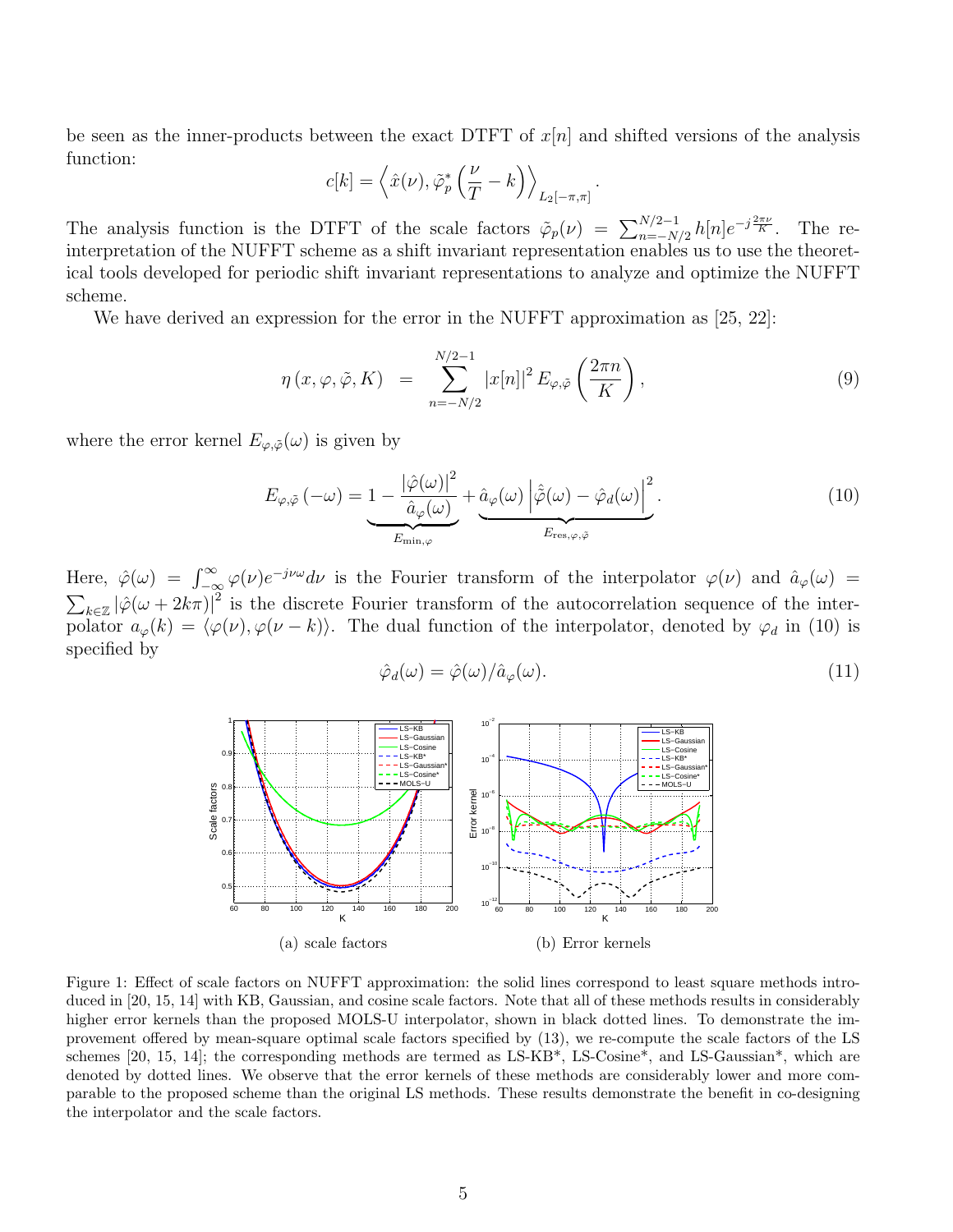be seen as the inner-products between the exact DTFT of $x[n]$ and shifted versions of the analysis function:

$$c[k] = \left\langle \hat{x}(\nu), \tilde{\varphi}_p^*\left(\frac{\nu}{T} - k\right) \right\rangle_{L_2[-\pi,\pi]}.$$

The analysis function is the DTFT of the scale factors $\tilde{\varphi}_p(\nu) = \sum_{n=-N/2}^{N/2-1} h[n] e^{-j\frac{2\pi\nu}{K}}$. The re-interpretation of the NUFFT scheme as a shift invariant representation enables us to use the theoretical tools developed for periodic shift invariant representations to analyze and optimize the NUFFT scheme.

We have derived an expression for the error in the NUFFT approximation as [25, 22]:

$$\eta\left(x, \varphi, \tilde{\varphi}, K\right) = \sum_{n=-N/2}^{N/2-1} |x[n]|^2 \, E_{\varphi,\tilde{\varphi}}\left(\frac{2\pi n}{K}\right), \tag{9}$$

where the error kernel $E_{\varphi,\tilde{\varphi}}(\omega)$ is given by

$$E_{\varphi,\tilde{\varphi}}\left(-\omega\right) = \underbrace{1 - \frac{\left|\hat{\varphi}(\omega)\right|^2}{\hat{a}_{\varphi}(\omega)}}_{E_{\min,\varphi}} + \underbrace{\hat{a}_{\varphi}(\omega)\left|\hat{\tilde{\varphi}}(\omega) - \hat{\varphi}_d(\omega)\right|^2}_{E_{\mathrm{res},\varphi,\tilde{\varphi}}}. \tag{10}$$

Here, $\hat{\varphi}(\omega) = \int_{-\infty}^{\infty} \varphi(\nu) e^{-j\nu\omega} d\nu$ is the Fourier transform of the interpolator $\varphi(\nu)$ and $\hat{a}_{\varphi}(\omega) = \sum_{k\in\mathbb{Z}} \left|\hat{\varphi}(\omega + 2k\pi)\right|^2$ is the discrete Fourier transform of the autocorrelation sequence of the interpolator $a_{\varphi}(k) = \langle \varphi(\nu), \varphi(\nu - k)\rangle$. The dual function of the interpolator, denoted by $\varphi_d$ in (10) is specified by

$$\hat{\varphi}_d(\omega) = \hat{\varphi}(\omega)/\hat{a}_{\varphi}(\omega). \tag{11}$$

(a) scale factors

(b) Error kernels

Figure 1: Effect of scale factors on NUFFT approximation: the solid lines correspond to least square methods introduced in [20, 15, 14] with KB, Gaussian, and cosine scale factors. Note that all of these methods results in considerably higher error kernels than the proposed MOLS-U interpolator, shown in black dotted lines. To demonstrate the improvement offered by mean-square optimal scale factors specified by (13), we re-compute the scale factors of the LS schemes [20, 15, 14]; the corresponding methods are termed as LS-KB*, LS-Cosine*, and LS-Gaussian*, which are denoted by dotted lines. We observe that the error kernels of these methods are considerably lower and more comparable to the proposed scheme than the original LS methods. These results demonstrate the benefit in co-designing the interpolator and the scale factors.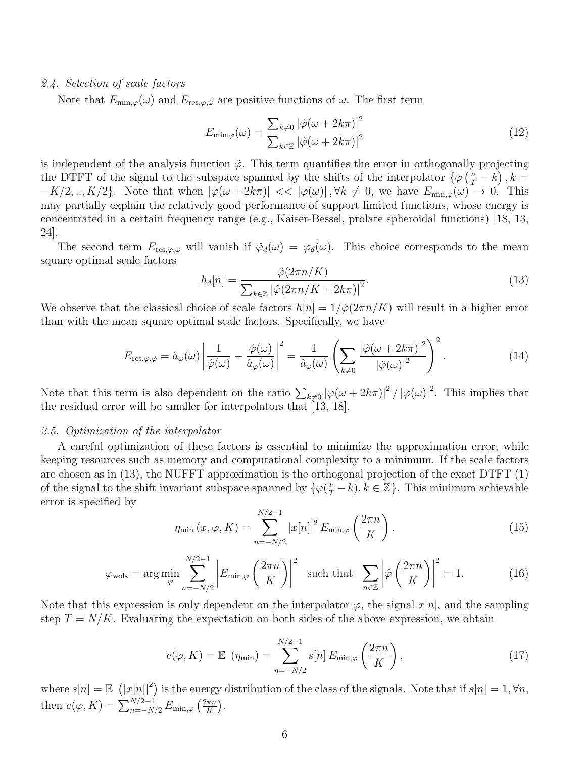### 2.4. Selection of scale factors

Note that $E_{\min,\varphi}(\omega)$ and $E_{\text{res},\varphi,\tilde{\varphi}}$ are positive functions of $\omega$. The first term

$$E_{\min,\varphi}(\omega) = \frac{\sum_{k\neq 0} |\hat{\varphi}(\omega + 2k\pi)|^2}{\sum_{k\in\mathbb{Z}} |\hat{\varphi}(\omega + 2k\pi)|^2} \tag{12}$$

is independent of the analysis function $\tilde{\varphi}$. This term quantifies the error in orthogonally projecting the DTFT of the signal to the subspace spanned by the shifts of the interpolator $\{\varphi\left(\frac{\nu}{T} - k\right), k = -K/2, .., K/2\}$. Note that when $|\varphi(\omega + 2k\pi)| << |\varphi(\omega)|, \forall k \neq 0$, we have $E_{\min,\varphi}(\omega) \to 0$. This may partially explain the relatively good performance of support limited functions, whose energy is concentrated in a certain frequency range (e.g., Kaiser-Bessel, prolate spheroidal functions) [18, 13, 24].

The second term $E_{\text{res},\varphi,\tilde{\varphi}}$ will vanish if $\tilde{\varphi}_d(\omega) = \varphi_d(\omega)$. This choice corresponds to the mean square optimal scale factors

$$h_d[n] = \frac{\hat{\varphi}(2\pi n/K)}{\sum_{k\in\mathbb{Z}} |\hat{\varphi}(2\pi n/K + 2k\pi)|^2}. \tag{13}$$

We observe that the classical choice of scale factors $h[n] = 1/\hat{\varphi}(2\pi n/K)$ will result in a higher error than with the mean square optimal scale factors. Specifically, we have

$$E_{\text{res},\varphi,\tilde{\varphi}} = \hat{a}_\varphi(\omega) \left| \frac{1}{\hat{\varphi}(\omega)} - \frac{\hat{\varphi}(\omega)}{\hat{a}_\varphi(\omega)} \right|^2 = \frac{1}{\hat{a}_\varphi(\omega)} \left( \sum_{k\neq 0} \frac{|\hat{\varphi}(\omega + 2k\pi)|^2}{|\hat{\varphi}(\omega)|^2} \right)^2. \tag{14}$$

Note that this term is also dependent on the ratio $\sum_{k\neq 0} |\varphi(\omega + 2k\pi)|^2 / |\varphi(\omega)|^2$. This implies that the residual error will be smaller for interpolators that [13, 18].

### 2.5. Optimization of the interpolator

A careful optimization of these factors is essential to minimize the approximation error, while keeping resources such as memory and computational complexity to a minimum. If the scale factors are chosen as in (13), the NUFFT approximation is the orthogonal projection of the exact DTFT (1) of the signal to the shift invariant subspace spanned by $\{\varphi(\frac{\nu}{T} - k), k \in \mathbb{Z}\}$. This minimum achievable error is specified by

$$\eta_{\min}(x, \varphi, K) = \sum_{n=-N/2}^{N/2-1} |x[n]|^2 E_{\min,\varphi}\left(\frac{2\pi n}{K}\right). \tag{15}$$

$$\varphi_{\text{wols}} = \arg\min_{\varphi} \sum_{n=-N/2}^{N/2-1} \left| E_{\min,\varphi}\left(\frac{2\pi n}{K}\right) \right|^2 \text{ such that } \sum_{n\in\mathbb{Z}} \left| \hat{\varphi}\left(\frac{2\pi n}{K}\right) \right|^2 = 1. \tag{16}$$

Note that this expression is only dependent on the interpolator $\varphi$, the signal $x[n]$, and the sampling step $T = N/K$. Evaluating the expectation on both sides of the above expression, we obtain

$$e(\varphi, K) = \mathbb{E}\ (\eta_{\min}) = \sum_{n=-N/2}^{N/2-1} s[n]\, E_{\min,\varphi}\left(\frac{2\pi n}{K}\right), \tag{17}$$

where $s[n] = \mathbb{E}\ \left(|x[n]|^2\right)$ is the energy distribution of the class of the signals. Note that if $s[n] = 1, \forall n$, then $e(\varphi, K) = \sum_{n=-N/2}^{N/2-1} E_{\min,\varphi}\left(\frac{2\pi n}{K}\right)$.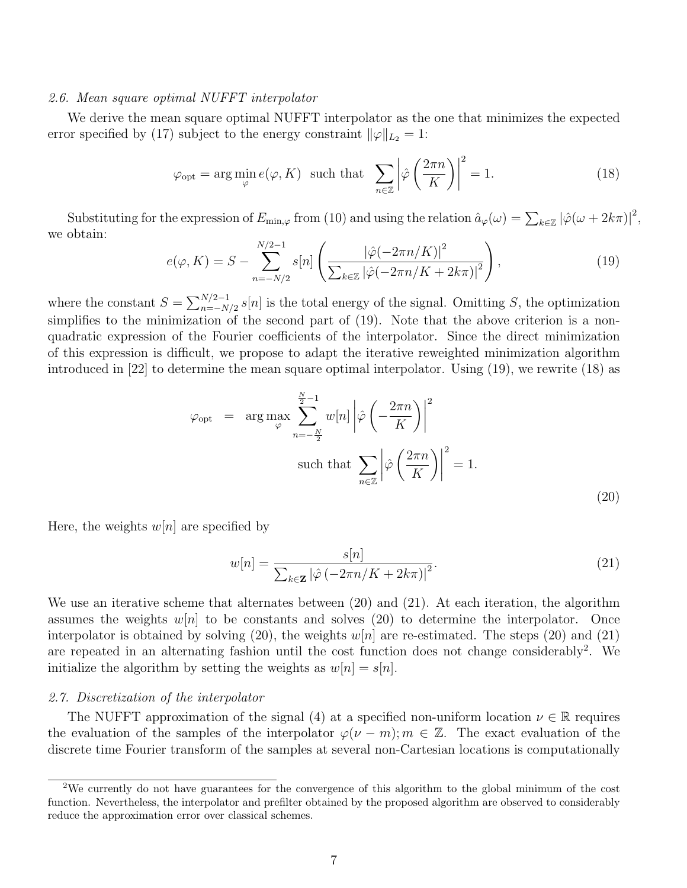### 2.6. Mean square optimal NUFFT interpolator

We derive the mean square optimal NUFFT interpolator as the one that minimizes the expected error specified by (17) subject to the energy constraint $\|\varphi\|_{L_2} = 1$:

$$\varphi_{\text{opt}} = \arg\min_{\varphi} e(\varphi, K) \;\; \text{such that} \;\; \sum_{n\in\mathbb{Z}} \left|\hat{\varphi}\left(\frac{2\pi n}{K}\right)\right|^2 = 1. \tag{18}$$

Substituting for the expression of $E_{\min,\varphi}$ from (10) and using the relation $\hat{a}_\varphi(\omega) = \sum_{k\in\mathbb{Z}} |\hat{\varphi}(\omega + 2k\pi)|^2$, we obtain:

$$e(\varphi, K) = S - \sum_{n=-N/2}^{N/2-1} s[n] \left( \frac{|\hat{\varphi}(-2\pi n/K)|^2}{\sum_{k\in\mathbb{Z}} |\hat{\varphi}(-2\pi n/K + 2k\pi)|^2} \right), \tag{19}$$

where the constant $S = \sum_{n=-N/2}^{N/2-1} s[n]$ is the total energy of the signal. Omitting $S$, the optimization simplifies to the minimization of the second part of (19). Note that the above criterion is a non-quadratic expression of the Fourier coefficients of the interpolator. Since the direct minimization of this expression is difficult, we propose to adapt the iterative reweighted minimization algorithm introduced in [22] to determine the mean square optimal interpolator. Using (19), we rewrite (18) as

$$\varphi_{\text{opt}} = \arg\max_{\varphi} \sum_{n=-\frac{N}{2}}^{\frac{N}{2}-1} w[n] \left|\hat{\varphi}\left(-\frac{2\pi n}{K}\right)\right|^2 \quad \text{such that} \; \sum_{n\in\mathbb{Z}} \left|\hat{\varphi}\left(\frac{2\pi n}{K}\right)\right|^2 = 1. \tag{20}$$

Here, the weights $w[n]$ are specified by

$$w[n] = \frac{s[n]}{\sum_{k\in\mathbf{Z}} |\hat{\varphi}(-2\pi n/K + 2k\pi)|^2}. \tag{21}$$

We use an iterative scheme that alternates between (20) and (21). At each iteration, the algorithm assumes the weights $w[n]$ to be constants and solves (20) to determine the interpolator. Once interpolator is obtained by solving (20), the weights $w[n]$ are re-estimated. The steps (20) and (21) are repeated in an alternating fashion until the cost function does not change considerably[2]. We initialize the algorithm by setting the weights as $w[n] = s[n]$.

### 2.7. Discretization of the interpolator

The NUFFT approximation of the signal (4) at a specified non-uniform location $\nu \in \mathbb{R}$ requires the evaluation of the samples of the interpolator $\varphi(\nu - m); m \in \mathbb{Z}$. The exact evaluation of the discrete time Fourier transform of the samples at several non-Cartesian locations is computationally

[2] We currently do not have guarantees for the convergence of this algorithm to the global minimum of the cost function. Nevertheless, the interpolator and prefilter obtained by the proposed algorithm are observed to considerably reduce the approximation error over classical schemes.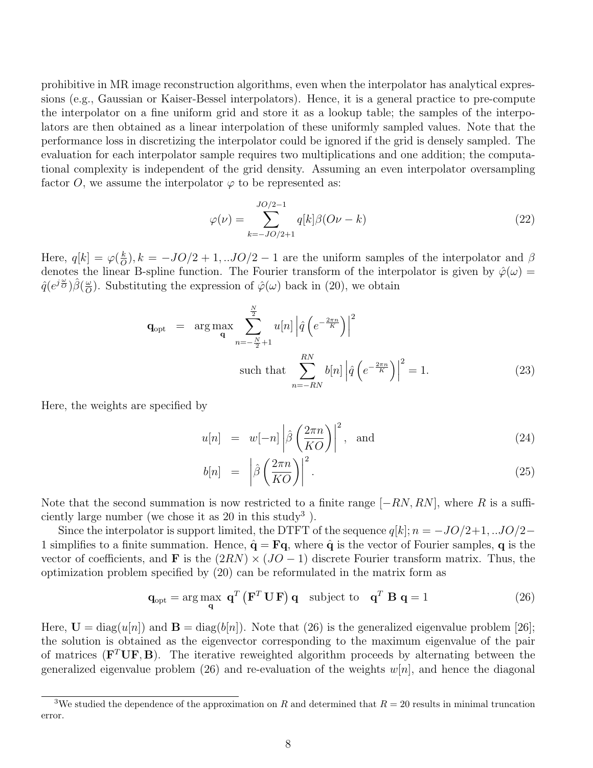prohibitive in MR image reconstruction algorithms, even when the interpolator has analytical expressions (e.g., Gaussian or Kaiser-Bessel interpolators). Hence, it is a general practice to pre-compute the interpolator on a fine uniform grid and store it as a lookup table; the samples of the interpolators are then obtained as a linear interpolation of these uniformly sampled values. Note that the performance loss in discretizing the interpolator could be ignored if the grid is densely sampled. The evaluation for each interpolator sample requires two multiplications and one addition; the computational complexity is independent of the grid density. Assuming an even interpolator oversampling factor $O$, we assume the interpolator $\varphi$ to be represented as:

$$\varphi(\nu) = \sum_{k=-JO/2+1}^{JO/2-1} q[k]\beta(O\nu - k) \tag{22}$$

Here, $q[k] = \varphi(\frac{k}{O}), k = -JO/2+1, ..JO/2-1$ are the uniform samples of the interpolator and $\beta$ denotes the linear B-spline function. The Fourier transform of the interpolator is given by $\hat{\varphi}(\omega) = \hat{q}(e^{j\frac{\omega}{O}})\hat{\beta}(\frac{\omega}{O})$. Substituting the expression of $\hat{\varphi}(\omega)$ back in (20), we obtain

$$\begin{aligned}
\mathbf{q}_{\text{opt}} &= \arg\max_{\mathbf{q}} \sum_{n=-\frac{N}{2}+1}^{\frac{N}{2}} u[n] \left|\hat{q}\left(e^{-\frac{2\pi n}{K}}\right)\right|^2 \\
&\qquad\qquad \text{such that} \sum_{n=-RN}^{RN} b[n] \left|\hat{q}\left(e^{-\frac{2\pi n}{K}}\right)\right|^2 = 1.
\end{aligned} \tag{23}$$

Here, the weights are specified by

$$u[n] = w[-n]\left|\hat{\beta}\left(\frac{2\pi n}{KO}\right)\right|^2, \text{ and} \tag{24}$$

$$b[n] = \left|\hat{\beta}\left(\frac{2\pi n}{KO}\right)\right|^2. \tag{25}$$

Note that the second summation is now restricted to a finite range $[-RN, RN]$, where $R$ is a sufficiently large number (we chose it as 20 in this study[3] ).

Since the interpolator is support limited, the DTFT of the sequence $q[k]; n = -JO/2+1, ..JO/2-1$ simplifies to a finite summation. Hence, $\hat{\mathbf{q}} = \mathbf{F}\mathbf{q}$, where $\hat{\mathbf{q}}$ is the vector of Fourier samples, $\mathbf{q}$ is the vector of coefficients, and $\mathbf{F}$ is the $(2RN) \times (JO-1)$ discrete Fourier transform matrix. Thus, the optimization problem specified by (20) can be reformulated in the matrix form as

$$\mathbf{q}_{\text{opt}} = \arg\max_{\mathbf{q}} \; \mathbf{q}^T \left(\mathbf{F}^T \mathbf{U} \mathbf{F}\right) \mathbf{q} \quad \text{subject to} \quad \mathbf{q}^T \; \mathbf{B} \; \mathbf{q} = 1 \tag{26}$$

Here, $\mathbf{U} = \text{diag}(u[n])$ and $\mathbf{B} = \text{diag}(b[n])$. Note that (26) is the generalized eigenvalue problem [26]; the solution is obtained as the eigenvector corresponding to the maximum eigenvalue of the pair of matrices $(\mathbf{F}^T\mathbf{U}\mathbf{F}, \mathbf{B})$. The iterative reweighted algorithm proceeds by alternating between the generalized eigenvalue problem (26) and re-evaluation of the weights $w[n]$, and hence the diagonal

[3]We studied the dependence of the approximation on $R$ and determined that $R = 20$ results in minimal truncation error.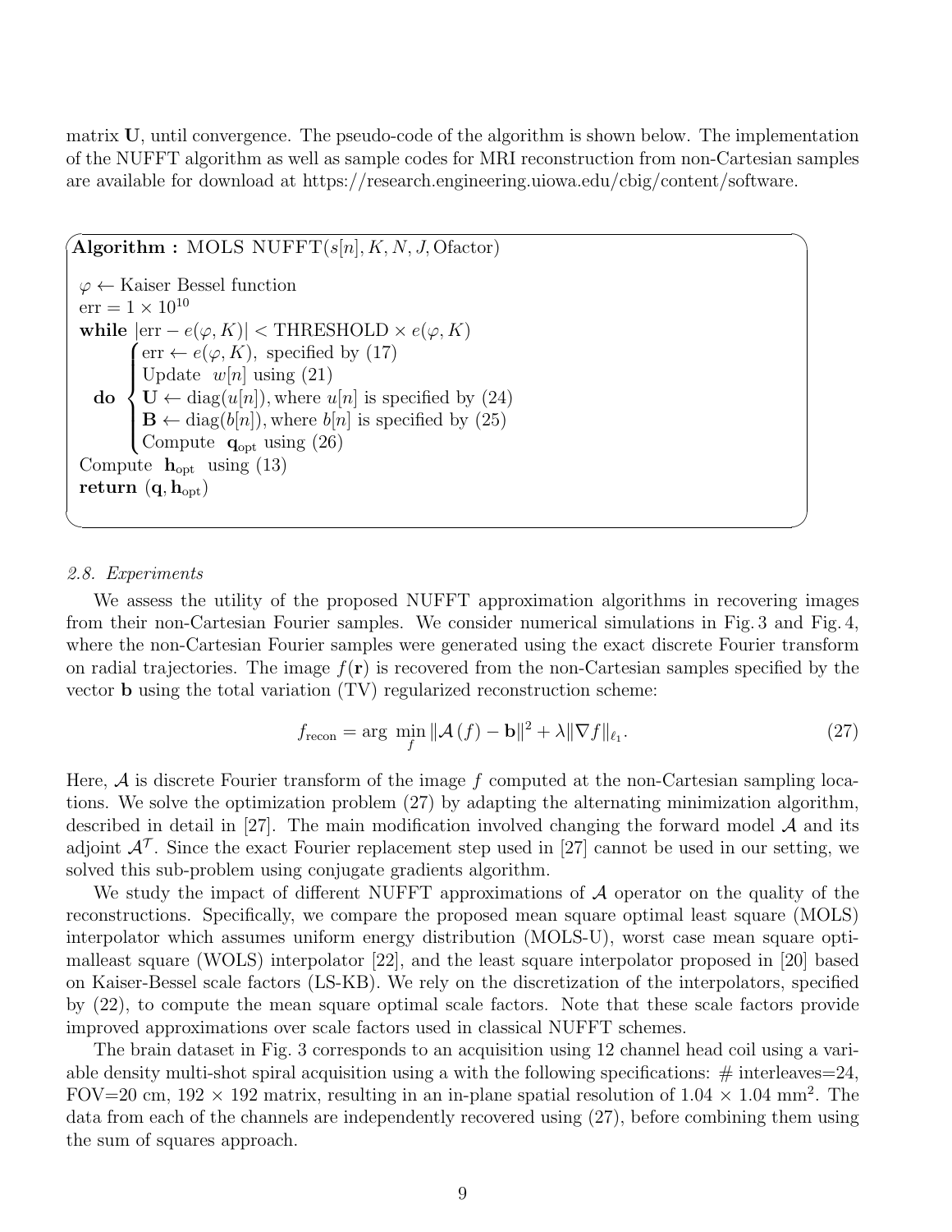matrix $\mathbf{U}$, until convergence. The pseudo-code of the algorithm is shown below. The implementation of the NUFFT algorithm as well as sample codes for MRI reconstruction from non-Cartesian samples are available for download at https://research.engineering.uiowa.edu/cbig/content/software.

**Algorithm :** MOLS NUFFT$(s[n], K, N, J, \text{Ofactor})$

$\varphi \leftarrow$ Kaiser Bessel function
err $= 1 \times 10^{10}$
**while** $|\text{err} - e(\varphi, K)| < \text{THRESHOLD} \times e(\varphi, K)$

**do**
$$\begin{cases} \text{err} \leftarrow e(\varphi, K), \text{ specified by (17)} \\ \text{Update } \ w[n] \text{ using (21)} \\ \mathbf{U} \leftarrow \text{diag}(u[n]), \text{where } u[n] \text{ is specified by (24)} \\ \mathbf{B} \leftarrow \text{diag}(b[n]), \text{where } b[n] \text{ is specified by (25)} \\ \text{Compute } \ \mathbf{q}_{\text{opt}} \text{ using (26)} \end{cases}$$

Compute $\mathbf{h}_{\text{opt}}$ using (13)
**return** $(\mathbf{q}, \mathbf{h}_{\text{opt}})$

*2.8. Experiments*

We assess the utility of the proposed NUFFT approximation algorithms in recovering images from their non-Cartesian Fourier samples. We consider numerical simulations in Fig. 3 and Fig. 4, where the non-Cartesian Fourier samples were generated using the exact discrete Fourier transform on radial trajectories. The image $f(\mathbf{r})$ is recovered from the non-Cartesian samples specified by the vector $\mathbf{b}$ using the total variation (TV) regularized reconstruction scheme:

$$f_{\text{recon}} = \arg \min_{f} \|\mathcal{A}(f) - \mathbf{b}\|^2 + \lambda \|\nabla f\|_{\ell_1}. \tag{27}$$

Here, $\mathcal{A}$ is discrete Fourier transform of the image $f$ computed at the non-Cartesian sampling locations. We solve the optimization problem (27) by adapting the alternating minimization algorithm, described in detail in [27]. The main modification involved changing the forward model $\mathcal{A}$ and its adjoint $\mathcal{A}^{\mathcal{T}}$. Since the exact Fourier replacement step used in [27] cannot be used in our setting, we solved this sub-problem using conjugate gradients algorithm.

We study the impact of different NUFFT approximations of $\mathcal{A}$ operator on the quality of the reconstructions. Specifically, we compare the proposed mean square optimal least square (MOLS) interpolator which assumes uniform energy distribution (MOLS-U), worst case mean square optimalleast square (WOLS) interpolator [22], and the least square interpolator proposed in [20] based on Kaiser-Bessel scale factors (LS-KB). We rely on the discretization of the interpolators, specified by (22), to compute the mean square optimal scale factors. Note that these scale factors provide improved approximations over scale factors used in classical NUFFT schemes.

The brain dataset in Fig. 3 corresponds to an acquisition using 12 channel head coil using a variable density multi-shot spiral acquisition using a with the following specifications: # interleaves=24, FOV=20 cm, 192 $\times$ 192 matrix, resulting in an in-plane spatial resolution of $1.04 \times 1.04$ mm$^2$. The data from each of the channels are independently recovered using (27), before combining them using the sum of squares approach.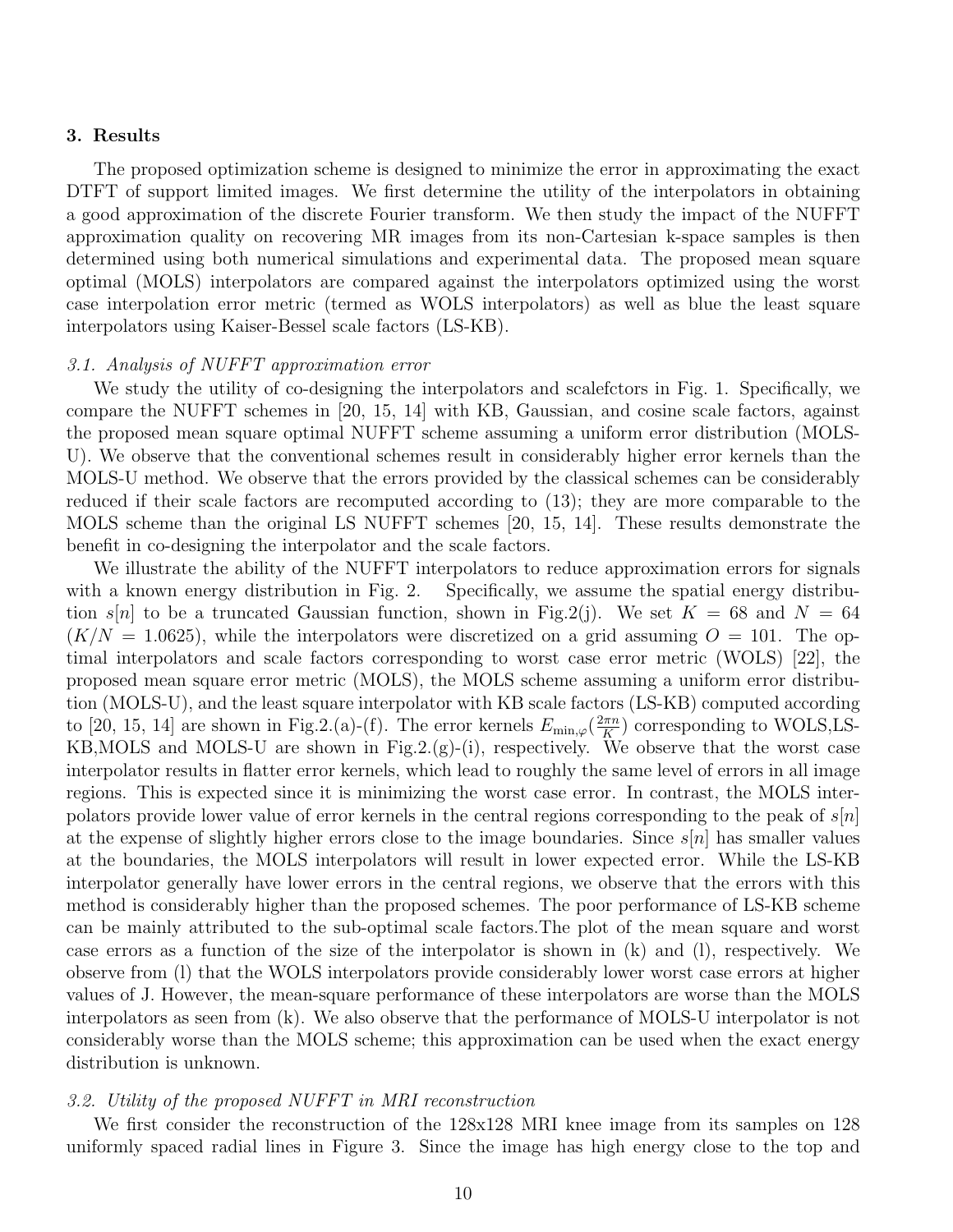## 3. Results

The proposed optimization scheme is designed to minimize the error in approximating the exact DTFT of support limited images. We first determine the utility of the interpolators in obtaining a good approximation of the discrete Fourier transform. We then study the impact of the NUFFT approximation quality on recovering MR images from its non-Cartesian k-space samples is then determined using both numerical simulations and experimental data. The proposed mean square optimal (MOLS) interpolators are compared against the interpolators optimized using the worst case interpolation error metric (termed as WOLS interpolators) as well as blue the least square interpolators using Kaiser-Bessel scale factors (LS-KB).

### *3.1. Analysis of NUFFT approximation error*

We study the utility of co-designing the interpolators and scalefctors in Fig. 1. Specifically, we compare the NUFFT schemes in [20, 15, 14] with KB, Gaussian, and cosine scale factors, against the proposed mean square optimal NUFFT scheme assuming a uniform error distribution (MOLS-U). We observe that the conventional schemes result in considerably higher error kernels than the MOLS-U method. We observe that the errors provided by the classical schemes can be considerably reduced if their scale factors are recomputed according to (13); they are more comparable to the MOLS scheme than the original LS NUFFT schemes [20, 15, 14]. These results demonstrate the benefit in co-designing the interpolator and the scale factors.

We illustrate the ability of the NUFFT interpolators to reduce approximation errors for signals with a known energy distribution in Fig. 2. Specifically, we assume the spatial energy distribution $s[n]$ to be a truncated Gaussian function, shown in Fig.2(j). We set $K = 68$ and $N = 64$ ($K/N = 1.0625$), while the interpolators were discretized on a grid assuming $O = 101$. The optimal interpolators and scale factors corresponding to worst case error metric (WOLS) [22], the proposed mean square error metric (MOLS), the MOLS scheme assuming a uniform error distribution (MOLS-U), and the least square interpolator with KB scale factors (LS-KB) computed according to [20, 15, 14] are shown in Fig.2.(a)-(f). The error kernels $E_{\min,\varphi}(\frac{2\pi n}{K})$ corresponding to WOLS,LS-KB,MOLS and MOLS-U are shown in Fig.2.(g)-(i), respectively. We observe that the worst case interpolator results in flatter error kernels, which lead to roughly the same level of errors in all image regions. This is expected since it is minimizing the worst case error. In contrast, the MOLS interpolators provide lower value of error kernels in the central regions corresponding to the peak of $s[n]$ at the expense of slightly higher errors close to the image boundaries. Since $s[n]$ has smaller values at the boundaries, the MOLS interpolators will result in lower expected error. While the LS-KB interpolator generally have lower errors in the central regions, we observe that the errors with this method is considerably higher than the proposed schemes. The poor performance of LS-KB scheme can be mainly attributed to the sub-optimal scale factors.The plot of the mean square and worst case errors as a function of the size of the interpolator is shown in (k) and (l), respectively. We observe from (l) that the WOLS interpolators provide considerably lower worst case errors at higher values of J. However, the mean-square performance of these interpolators are worse than the MOLS interpolators as seen from (k). We also observe that the performance of MOLS-U interpolator is not considerably worse than the MOLS scheme; this approximation can be used when the exact energy distribution is unknown.

### *3.2. Utility of the proposed NUFFT in MRI reconstruction*

We first consider the reconstruction of the 128x128 MRI knee image from its samples on 128 uniformly spaced radial lines in Figure 3. Since the image has high energy close to the top and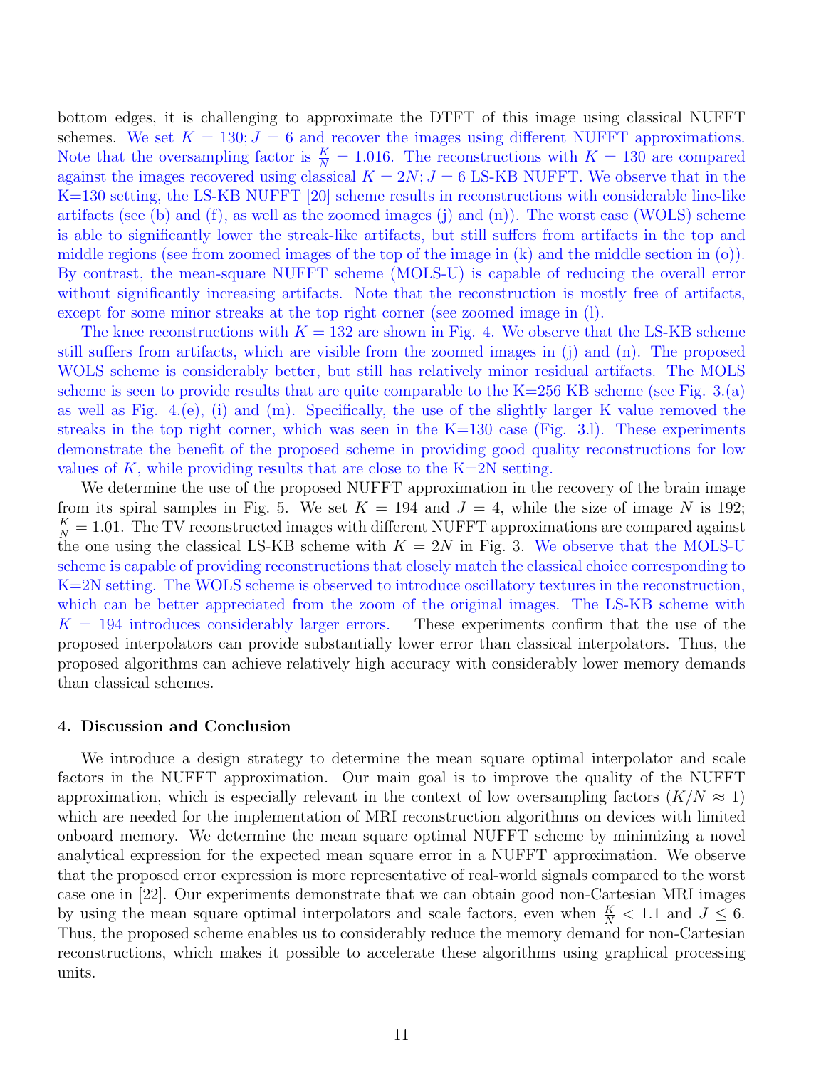bottom edges, it is challenging to approximate the DTFT of this image using classical NUFFT schemes. We set $K = 130; J = 6$ and recover the images using different NUFFT approximations. Note that the oversampling factor is $\frac{K}{N} = 1.016$. The reconstructions with $K = 130$ are compared against the images recovered using classical $K = 2N; J = 6$ LS-KB NUFFT. We observe that in the K=130 setting, the LS-KB NUFFT [20] scheme results in reconstructions with considerable line-like artifacts (see (b) and (f), as well as the zoomed images (j) and (n)). The worst case (WOLS) scheme is able to significantly lower the streak-like artifacts, but still suffers from artifacts in the top and middle regions (see from zoomed images of the top of the image in (k) and the middle section in (o)). By contrast, the mean-square NUFFT scheme (MOLS-U) is capable of reducing the overall error without significantly increasing artifacts. Note that the reconstruction is mostly free of artifacts, except for some minor streaks at the top right corner (see zoomed image in (l).

The knee reconstructions with $K = 132$ are shown in Fig. 4. We observe that the LS-KB scheme still suffers from artifacts, which are visible from the zoomed images in (j) and (n). The proposed WOLS scheme is considerably better, but still has relatively minor residual artifacts. The MOLS scheme is seen to provide results that are quite comparable to the K=256 KB scheme (see Fig. 3.(a) as well as Fig. 4.(e), (i) and (m). Specifically, the use of the slightly larger K value removed the streaks in the top right corner, which was seen in the K=130 case (Fig. 3.l). These experiments demonstrate the benefit of the proposed scheme in providing good quality reconstructions for low values of $K$, while providing results that are close to the K=2N setting.

We determine the use of the proposed NUFFT approximation in the recovery of the brain image from its spiral samples in Fig. 5. We set $K = 194$ and $J = 4$, while the size of image $N$ is 192; $\frac{K}{N} = 1.01$. The TV reconstructed images with different NUFFT approximations are compared against the one using the classical LS-KB scheme with $K = 2N$ in Fig. 3. We observe that the MOLS-U scheme is capable of providing reconstructions that closely match the classical choice corresponding to K=2N setting. The WOLS scheme is observed to introduce oscillatory textures in the reconstruction, which can be better appreciated from the zoom of the original images. The LS-KB scheme with $K = 194$ introduces considerably larger errors. These experiments confirm that the use of the proposed interpolators can provide substantially lower error than classical interpolators. Thus, the proposed algorithms can achieve relatively high accuracy with considerably lower memory demands than classical schemes.

## 4. Discussion and Conclusion

We introduce a design strategy to determine the mean square optimal interpolator and scale factors in the NUFFT approximation. Our main goal is to improve the quality of the NUFFT approximation, which is especially relevant in the context of low oversampling factors ($K/N \approx 1$) which are needed for the implementation of MRI reconstruction algorithms on devices with limited onboard memory. We determine the mean square optimal NUFFT scheme by minimizing a novel analytical expression for the expected mean square error in a NUFFT approximation. We observe that the proposed error expression is more representative of real-world signals compared to the worst case one in [22]. Our experiments demonstrate that we can obtain good non-Cartesian MRI images by using the mean square optimal interpolators and scale factors, even when $\frac{K}{N} < 1.1$ and $J \leq 6$. Thus, the proposed scheme enables us to considerably reduce the memory demand for non-Cartesian reconstructions, which makes it possible to accelerate these algorithms using graphical processing units.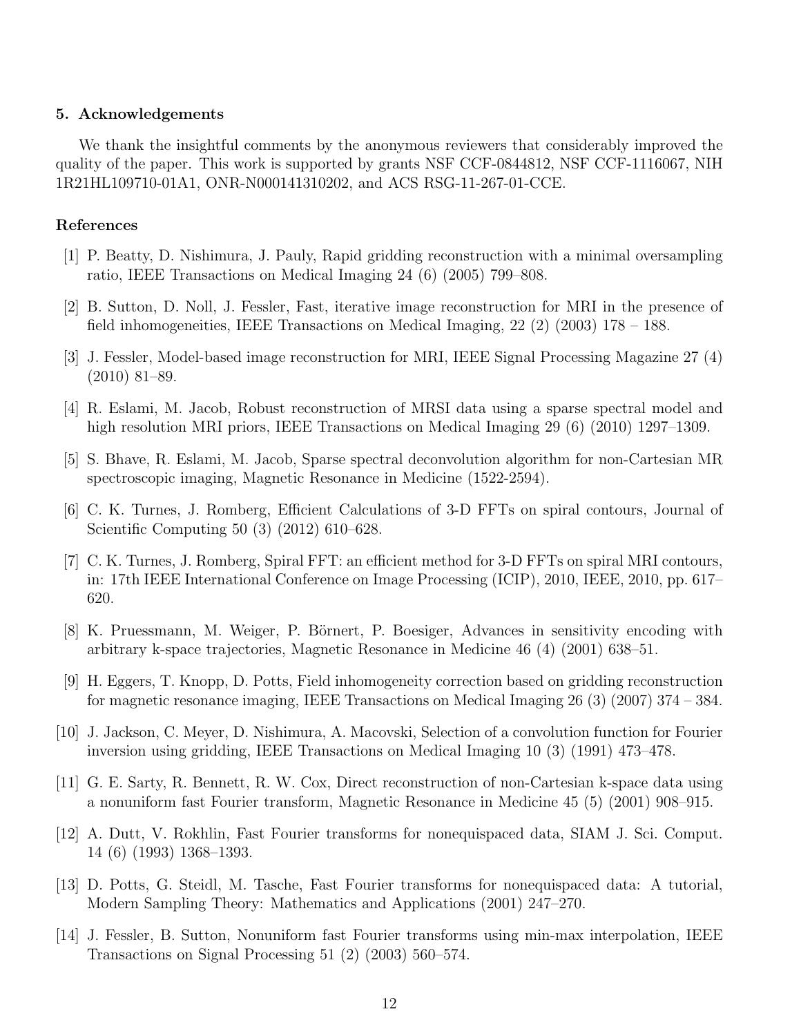## 5. Acknowledgements

We thank the insightful comments by the anonymous reviewers that considerably improved the quality of the paper. This work is supported by grants NSF CCF-0844812, NSF CCF-1116067, NIH 1R21HL109710-01A1, ONR-N000141310202, and ACS RSG-11-267-01-CCE.

## References

[1] P. Beatty, D. Nishimura, J. Pauly, Rapid gridding reconstruction with a minimal oversampling ratio, IEEE Transactions on Medical Imaging 24 (6) (2005) 799–808.

[2] B. Sutton, D. Noll, J. Fessler, Fast, iterative image reconstruction for MRI in the presence of field inhomogeneities, IEEE Transactions on Medical Imaging, 22 (2) (2003) 178 – 188.

[3] J. Fessler, Model-based image reconstruction for MRI, IEEE Signal Processing Magazine 27 (4) (2010) 81–89.

[4] R. Eslami, M. Jacob, Robust reconstruction of MRSI data using a sparse spectral model and high resolution MRI priors, IEEE Transactions on Medical Imaging 29 (6) (2010) 1297–1309.

[5] S. Bhave, R. Eslami, M. Jacob, Sparse spectral deconvolution algorithm for non-Cartesian MR spectroscopic imaging, Magnetic Resonance in Medicine (1522-2594).

[6] C. K. Turnes, J. Romberg, Efficient Calculations of 3-D FFTs on spiral contours, Journal of Scientific Computing 50 (3) (2012) 610–628.

[7] C. K. Turnes, J. Romberg, Spiral FFT: an efficient method for 3-D FFTs on spiral MRI contours, in: 17th IEEE International Conference on Image Processing (ICIP), 2010, IEEE, 2010, pp. 617–620.

[8] K. Pruessmann, M. Weiger, P. Börnert, P. Boesiger, Advances in sensitivity encoding with arbitrary k-space trajectories, Magnetic Resonance in Medicine 46 (4) (2001) 638–51.

[9] H. Eggers, T. Knopp, D. Potts, Field inhomogeneity correction based on gridding reconstruction for magnetic resonance imaging, IEEE Transactions on Medical Imaging 26 (3) (2007) 374 – 384.

[10] J. Jackson, C. Meyer, D. Nishimura, A. Macovski, Selection of a convolution function for Fourier inversion using gridding, IEEE Transactions on Medical Imaging 10 (3) (1991) 473–478.

[11] G. E. Sarty, R. Bennett, R. W. Cox, Direct reconstruction of non-Cartesian k-space data using a nonuniform fast Fourier transform, Magnetic Resonance in Medicine 45 (5) (2001) 908–915.

[12] A. Dutt, V. Rokhlin, Fast Fourier transforms for nonequispaced data, SIAM J. Sci. Comput. 14 (6) (1993) 1368–1393.

[13] D. Potts, G. Steidl, M. Tasche, Fast Fourier transforms for nonequispaced data: A tutorial, Modern Sampling Theory: Mathematics and Applications (2001) 247–270.

[14] J. Fessler, B. Sutton, Nonuniform fast Fourier transforms using min-max interpolation, IEEE Transactions on Signal Processing 51 (2) (2003) 560–574.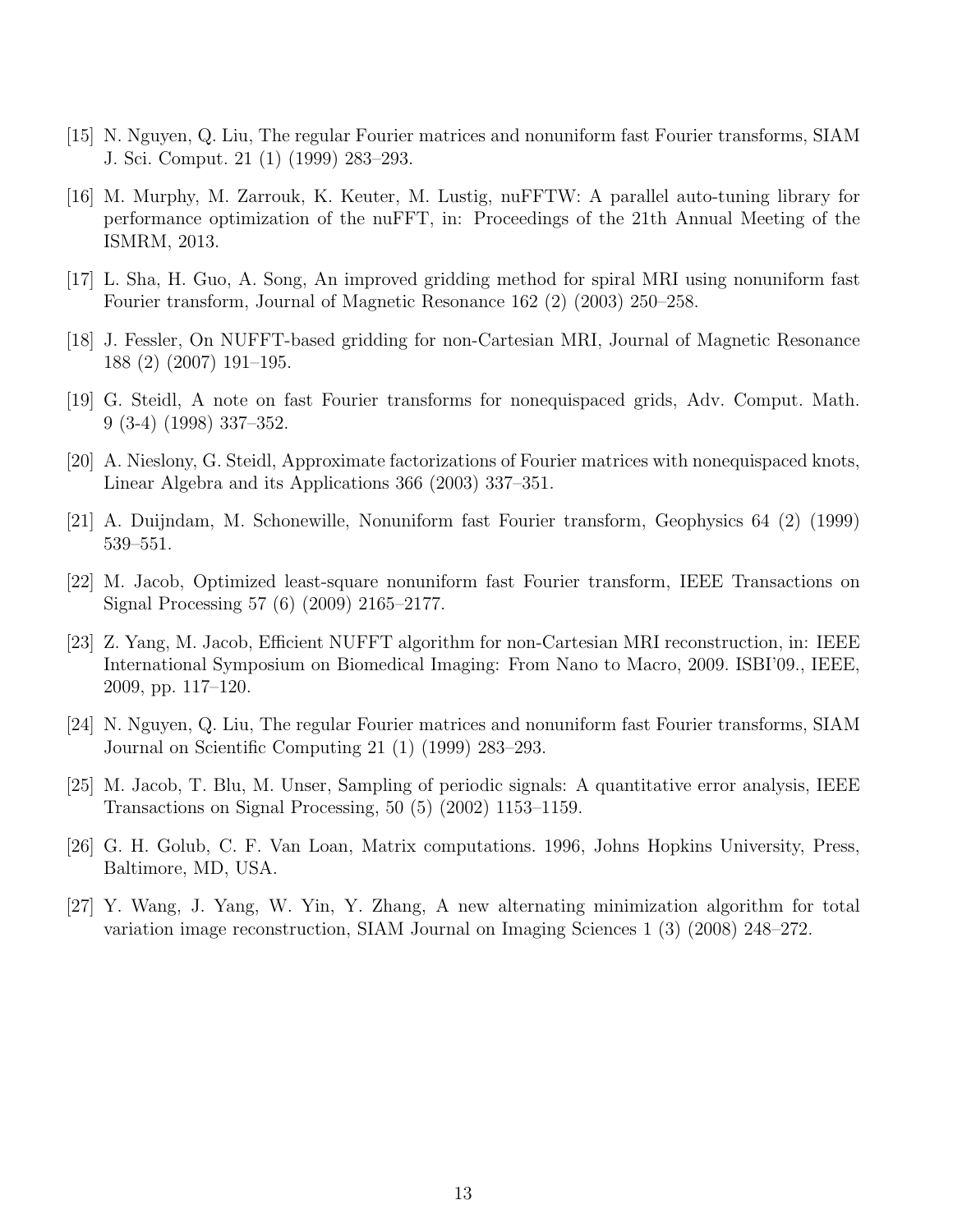[15] N. Nguyen, Q. Liu, The regular Fourier matrices and nonuniform fast Fourier transforms, SIAM J. Sci. Comput. 21 (1) (1999) 283–293.

[16] M. Murphy, M. Zarrouk, K. Keuter, M. Lustig, nuFFTW: A parallel auto-tuning library for performance optimization of the nuFFT, in: Proceedings of the 21th Annual Meeting of the ISMRM, 2013.

[17] L. Sha, H. Guo, A. Song, An improved gridding method for spiral MRI using nonuniform fast Fourier transform, Journal of Magnetic Resonance 162 (2) (2003) 250–258.

[18] J. Fessler, On NUFFT-based gridding for non-Cartesian MRI, Journal of Magnetic Resonance 188 (2) (2007) 191–195.

[19] G. Steidl, A note on fast Fourier transforms for nonequispaced grids, Adv. Comput. Math. 9 (3-4) (1998) 337–352.

[20] A. Nieslony, G. Steidl, Approximate factorizations of Fourier matrices with nonequispaced knots, Linear Algebra and its Applications 366 (2003) 337–351.

[21] A. Duijndam, M. Schonewille, Nonuniform fast Fourier transform, Geophysics 64 (2) (1999) 539–551.

[22] M. Jacob, Optimized least-square nonuniform fast Fourier transform, IEEE Transactions on Signal Processing 57 (6) (2009) 2165–2177.

[23] Z. Yang, M. Jacob, Efficient NUFFT algorithm for non-Cartesian MRI reconstruction, in: IEEE International Symposium on Biomedical Imaging: From Nano to Macro, 2009. ISBI'09., IEEE, 2009, pp. 117–120.

[24] N. Nguyen, Q. Liu, The regular Fourier matrices and nonuniform fast Fourier transforms, SIAM Journal on Scientific Computing 21 (1) (1999) 283–293.

[25] M. Jacob, T. Blu, M. Unser, Sampling of periodic signals: A quantitative error analysis, IEEE Transactions on Signal Processing, 50 (5) (2002) 1153–1159.

[26] G. H. Golub, C. F. Van Loan, Matrix computations. 1996, Johns Hopkins University, Press, Baltimore, MD, USA.

[27] Y. Wang, J. Yang, W. Yin, Y. Zhang, A new alternating minimization algorithm for total variation image reconstruction, SIAM Journal on Imaging Sciences 1 (3) (2008) 248–272.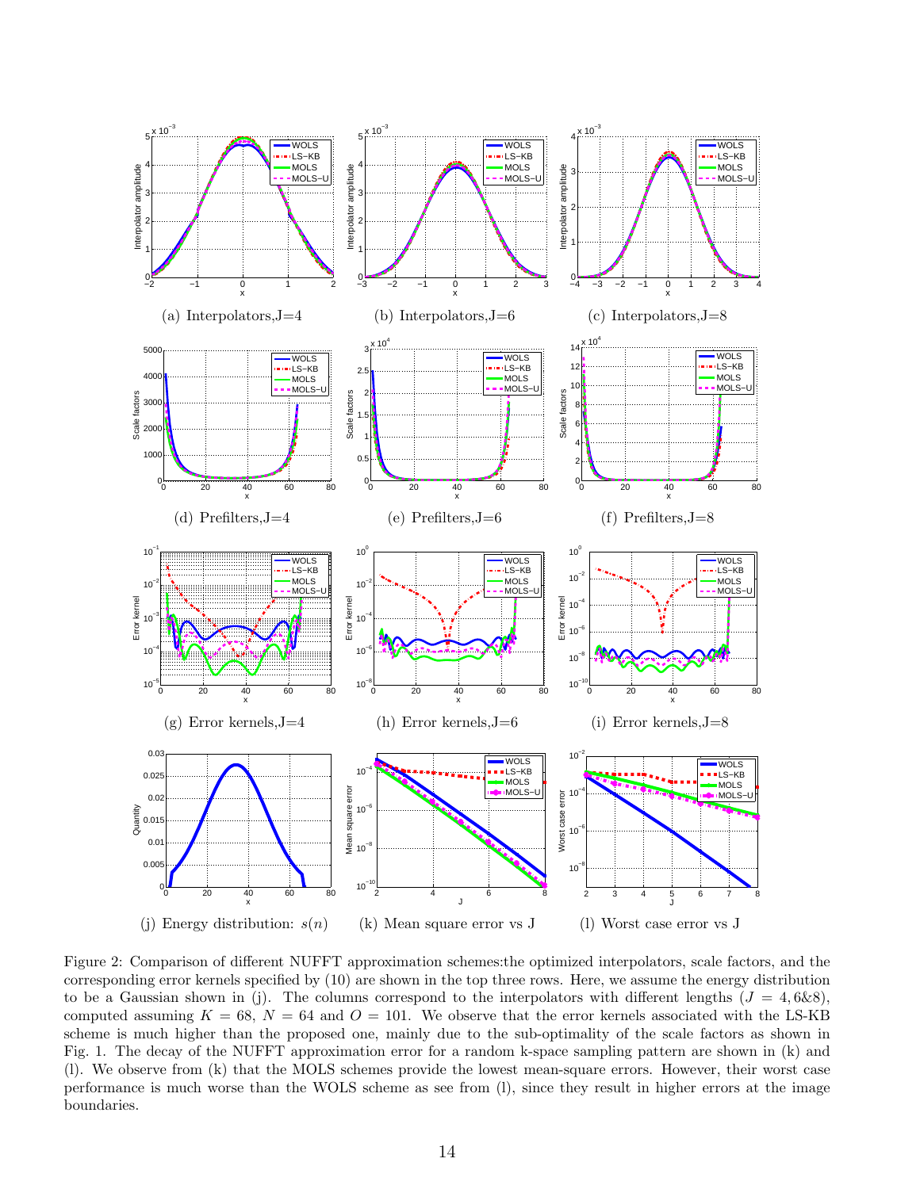(a) Interpolators,J=4

(b) Interpolators,J=6

(c) Interpolators,J=8

(d) Prefilters,J=4

(e) Prefilters,J=6

(f) Prefilters,J=8

(g) Error kernels,J=4

(h) Error kernels,J=6

(i) Error kernels,J=8

(j) Energy distribution: $s(n)$

(k) Mean square error vs J

(l) Worst case error vs J

Figure 2: Comparison of different NUFFT approximation schemes:the optimized interpolators, scale factors, and the corresponding error kernels specified by (10) are shown in the top three rows. Here, we assume the energy distribution to be a Gaussian shown in (j). The columns correspond to the interpolators with different lengths ($J = 4, 6\&8$), computed assuming $K = 68$, $N = 64$ and $O = 101$. We observe that the error kernels associated with the LS-KB scheme is much higher than the proposed one, mainly due to the sub-optimality of the scale factors as shown in Fig. 1. The decay of the NUFFT approximation error for a random k-space sampling pattern are shown in (k) and (l). We observe from (k) that the MOLS schemes provide the lowest mean-square errors. However, their worst case performance is much worse than the WOLS scheme as see from (l), since they result in higher errors at the image boundaries.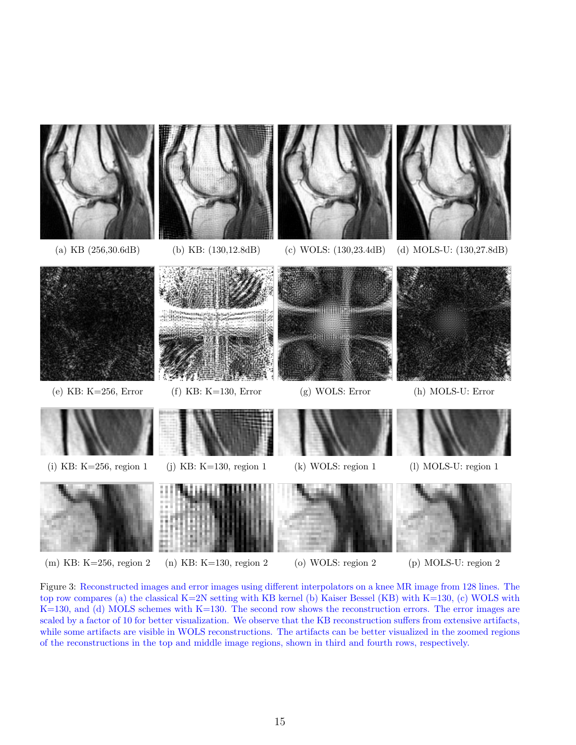(a) KB (256,30.6dB) (b) KB: (130,12.8dB) (c) WOLS: (130,23.4dB) (d) MOLS-U: (130,27.8dB)

(e) KB: K=256, Error (f) KB: K=130, Error (g) WOLS: Error (h) MOLS-U: Error

(i) KB: K=256, region 1 (j) KB: K=130, region 1 (k) WOLS: region 1 (l) MOLS-U: region 1

(m) KB: K=256, region 2 (n) KB: K=130, region 2 (o) WOLS: region 2 (p) MOLS-U: region 2

Figure 3: Reconstructed images and error images using different interpolators on a knee MR image from 128 lines. The top row compares (a) the classical K=2N setting with KB kernel (b) Kaiser Bessel (KB) with K=130, (c) WOLS with K=130, and (d) MOLS schemes with K=130. The second row shows the reconstruction errors. The error images are scaled by a factor of 10 for better visualization. We observe that the KB reconstruction suffers from extensive artifacts, while some artifacts are visible in WOLS reconstructions. The artifacts can be better visualized in the zoomed regions of the reconstructions in the top and middle image regions, shown in third and fourth rows, respectively.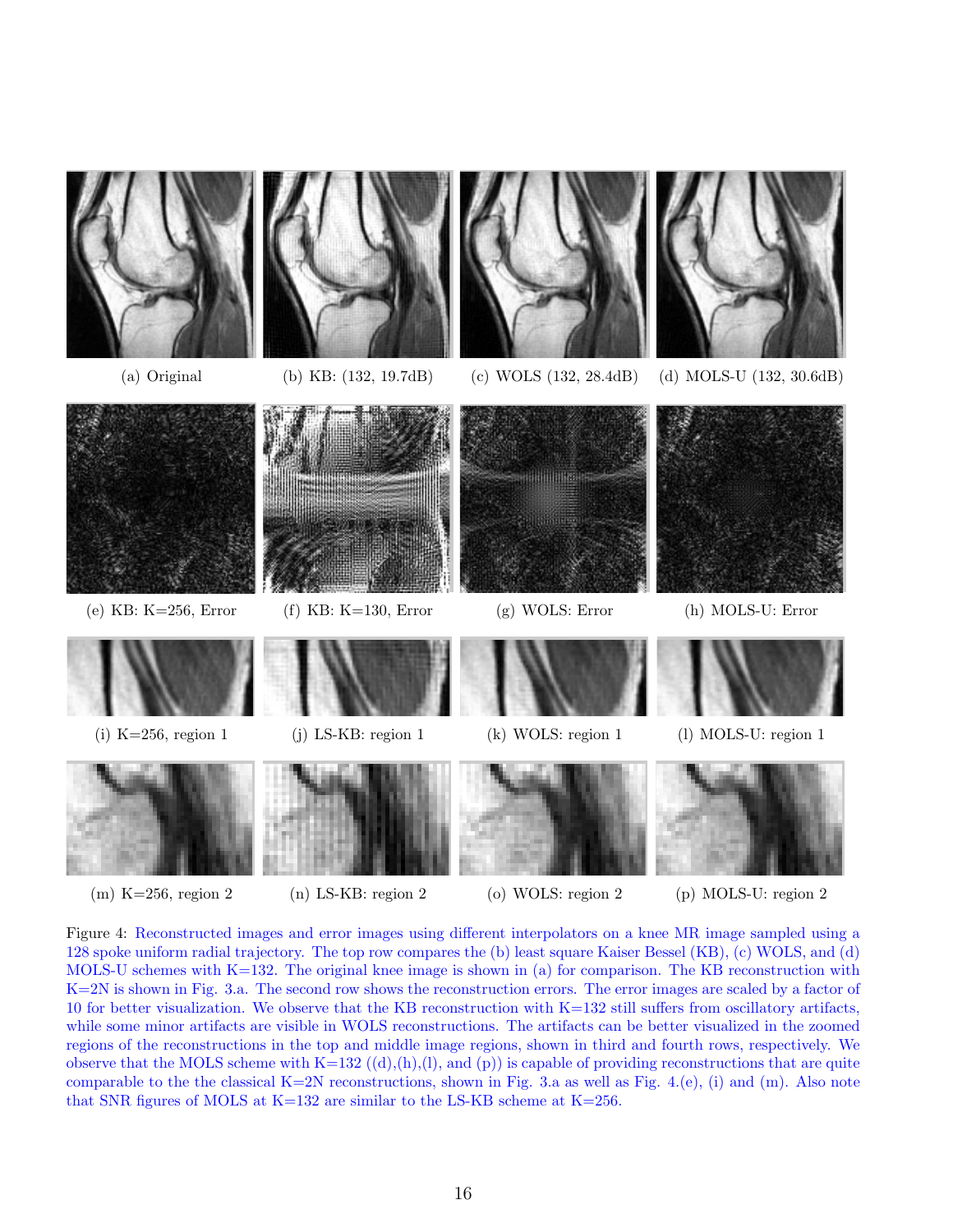(a) Original

(b) KB: (132, 19.7dB)

(c) WOLS (132, 28.4dB)

(d) MOLS-U (132, 30.6dB)

(e) KB: K=256, Error

(f) KB: K=130, Error

(g) WOLS: Error

(h) MOLS-U: Error

(i) K=256, region 1

(j) LS-KB: region 1

(k) WOLS: region 1

(l) MOLS-U: region 1

(m) K=256, region 2

(n) LS-KB: region 2

(o) WOLS: region 2

(p) MOLS-U: region 2

Figure 4: Reconstructed images and error images using different interpolators on a knee MR image sampled using a 128 spoke uniform radial trajectory. The top row compares the (b) least square Kaiser Bessel (KB), (c) WOLS, and (d) MOLS-U schemes with K=132. The original knee image is shown in (a) for comparison. The KB reconstruction with K=2N is shown in Fig. 3.a. The second row shows the reconstruction errors. The error images are scaled by a factor of 10 for better visualization. We observe that the KB reconstruction with K=132 still suffers from oscillatory artifacts, while some minor artifacts are visible in WOLS reconstructions. The artifacts can be better visualized in the zoomed regions of the reconstructions in the top and middle image regions, shown in third and fourth rows, respectively. We observe that the MOLS scheme with K=132 ((d),(h),(l), and (p)) is capable of providing reconstructions that are quite comparable to the the classical K=2N reconstructions, shown in Fig. 3.a as well as Fig. 4.(e), (i) and (m). Also note that SNR figures of MOLS at K=132 are similar to the LS-KB scheme at K=256.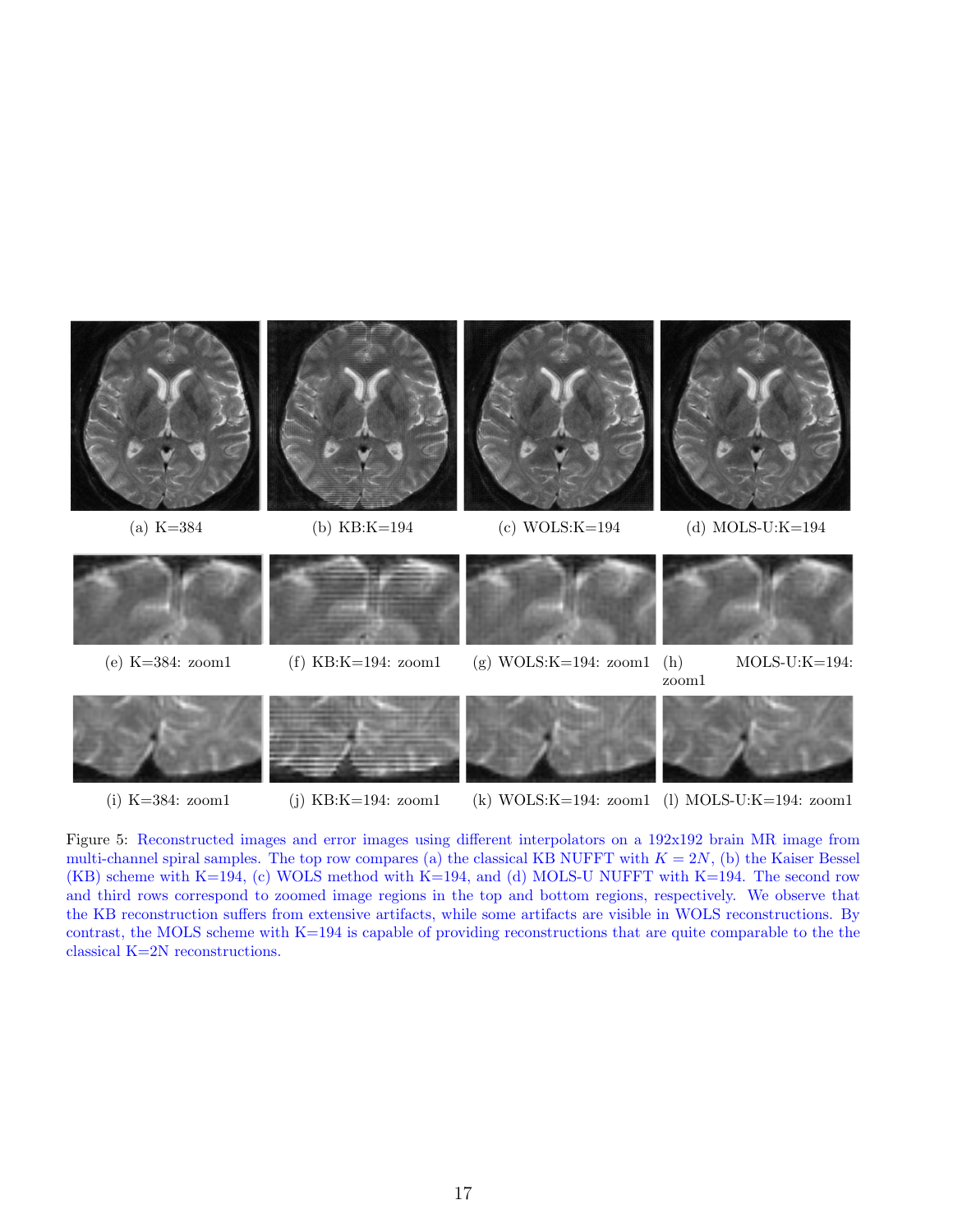(a) K=384

(b) KB:K=194

(c) WOLS:K=194

(d) MOLS-U:K=194

(e) K=384: zoom1

(f) KB:K=194: zoom1

(g) WOLS:K=194: zoom1

(h) MOLS-U:K=194: zoom1

(i) K=384: zoom1

(j) KB:K=194: zoom1

(k) WOLS:K=194: zoom1

(l) MOLS-U:K=194: zoom1

Figure 5: Reconstructed images and error images using different interpolators on a 192x192 brain MR image from multi-channel spiral samples. The top row compares (a) the classical KB NUFFT with $K = 2N$, (b) the Kaiser Bessel (KB) scheme with K=194, (c) WOLS method with K=194, and (d) MOLS-U NUFFT with K=194. The second row and third rows correspond to zoomed image regions in the top and bottom regions, respectively. We observe that the KB reconstruction suffers from extensive artifacts, while some artifacts are visible in WOLS reconstructions. By contrast, the MOLS scheme with K=194 is capable of providing reconstructions that are quite comparable to the the classical K=2N reconstructions.